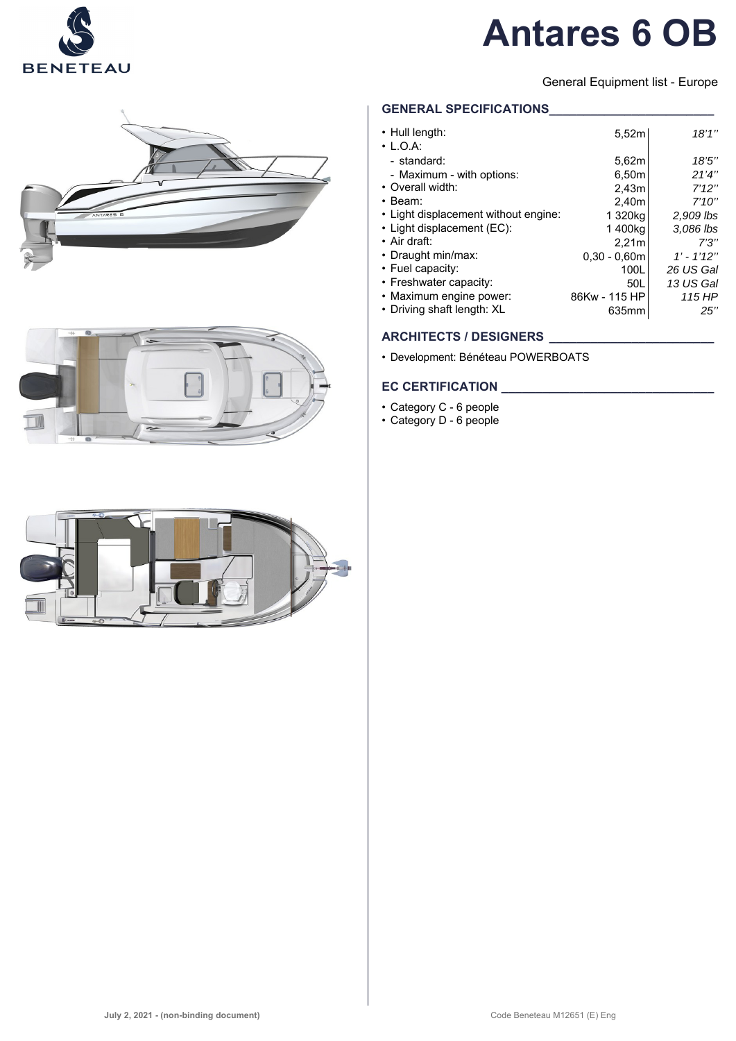# Antares 6 OB

General Equipment list - Europe

## GENERAL SPECIFICATIONS

| | | |
|---|---|---|
| • Hull length: | 5,52m | *18'1''* |
| • L.O.A: | | |
| - standard: | 5,62m | *18'5''* |
| - Maximum - with options: | 6,50m | *21'4''* |
| • Overall width: | 2,43m | *7'12''* |
| • Beam: | 2,40m | *7'10''* |
| • Light displacement without engine: | 1 320kg | *2,909 lbs* |
| • Light displacement (EC): | 1 400kg | *3,086 lbs* |
| • Air draft: | 2,21m | *7'3''* |
| • Draught min/max: | 0,30 - 0,60m | *1' - 1'12''* |
| • Fuel capacity: | 100L | *26 US Gal* |
| • Freshwater capacity: | 50L | *13 US Gal* |
| • Maximum engine power: | 86Kw - 115 HP | *115 HP* |
| • Driving shaft length: XL | 635mm | *25''* |

## ARCHITECTS / DESIGNERS

- Development: Bénéteau POWERBOATS

## EC CERTIFICATION

- Category C - 6 people
- Category D - 6 people

July 2, 2021 - (non-binding document)

Code Beneteau M12651 (E) Eng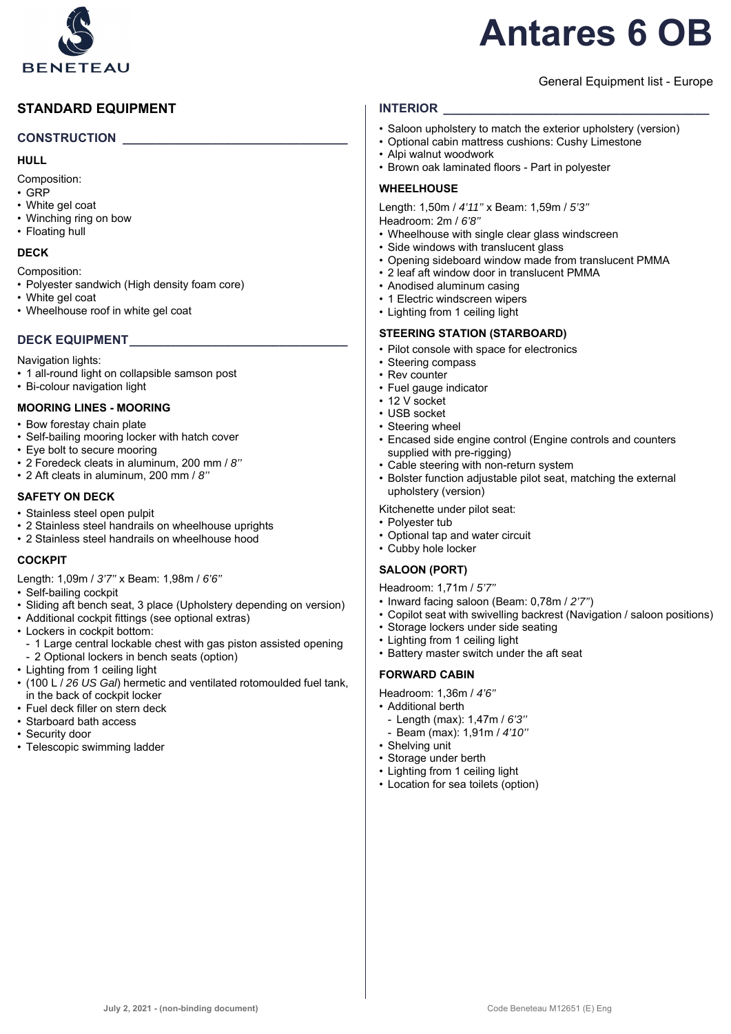# Antares 6 OB

General Equipment list - Europe

## STANDARD EQUIPMENT

### CONSTRUCTION

#### HULL

Composition:
- GRP
- White gel coat
- Winching ring on bow
- Floating hull

#### DECK

Composition:
- Polyester sandwich (High density foam core)
- White gel coat
- Wheelhouse roof in white gel coat

### DECK EQUIPMENT

Navigation lights:
- 1 all-round light on collapsible samson post
- Bi-colour navigation light

#### MOORING LINES - MOORING

- Bow forestay chain plate
- Self-bailing mooring locker with hatch cover
- Eye bolt to secure mooring
- 2 Foredeck cleats in aluminum, 200 mm / *8''*
- 2 Aft cleats in aluminum, 200 mm / *8''*

#### SAFETY ON DECK

- Stainless steel open pulpit
- 2 Stainless steel handrails on wheelhouse uprights
- 2 Stainless steel handrails on wheelhouse hood

#### COCKPIT

Length: 1,09m / *3'7''* x Beam: 1,98m / *6'6''*
- Self-bailing cockpit
- Sliding aft bench seat, 3 place (Upholstery depending on version)
- Additional cockpit fittings (see optional extras)
- Lockers in cockpit bottom:
  - 1 Large central lockable chest with gas piston assisted opening
  - 2 Optional lockers in bench seats (option)
- Lighting from 1 ceiling light
- (100 L / *26 US Gal*) hermetic and ventilated rotomoulded fuel tank, in the back of cockpit locker
- Fuel deck filler on stern deck
- Starboard bath access
- Security door
- Telescopic swimming ladder

### INTERIOR

- Saloon upholstery to match the exterior upholstery (version)
- Optional cabin mattress cushions: Cushy Limestone
- Alpi walnut woodwork
- Brown oak laminated floors - Part in polyester

#### WHEELHOUSE

Length: 1,50m / *4'11''* x Beam: 1,59m / *5'3''*
Headroom: 2m / *6'8''*
- Wheelhouse with single clear glass windscreen
- Side windows with translucent glass
- Opening sideboard window made from translucent PMMA
- 2 leaf aft window door in translucent PMMA
- Anodised aluminum casing
- 1 Electric windscreen wipers
- Lighting from 1 ceiling light

#### STEERING STATION (STARBOARD)

- Pilot console with space for electronics
- Steering compass
- Rev counter
- Fuel gauge indicator
- 12 V socket
- USB socket
- Steering wheel
- Encased side engine control (Engine controls and counters supplied with pre-rigging)
- Cable steering with non-return system
- Bolster function adjustable pilot seat, matching the external upholstery (version)

Kitchenette under pilot seat:
- Polyester tub
- Optional tap and water circuit
- Cubby hole locker

#### SALOON (PORT)

Headroom: 1,71m / *5'7''*
- Inward facing saloon (Beam: 0,78m / *2'7''*)
- Copilot seat with swivelling backrest (Navigation / saloon positions)
- Storage lockers under side seating
- Lighting from 1 ceiling light
- Battery master switch under the aft seat

#### FORWARD CABIN

Headroom: 1,36m / *4'6''*
- Additional berth
  - Length (max): 1,47m / *6'3''*
  - Beam (max): 1,91m / *4'10''*
- Shelving unit
- Storage under berth
- Lighting from 1 ceiling light
- Location for sea toilets (option)

July 2, 2021 - (non-binding document)

Code Beneteau M12651 (E) Eng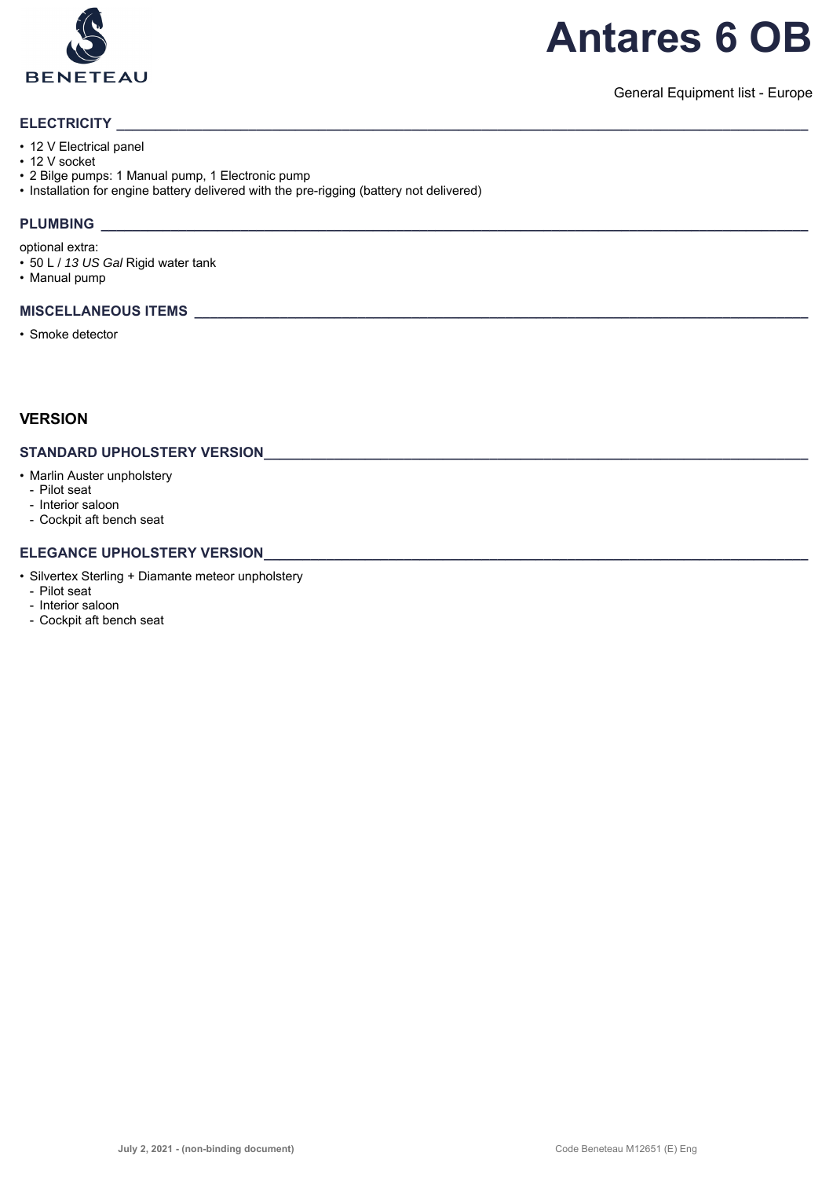# Antares 6 OB

General Equipment list - Europe

## ELECTRICITY

- 12 V Electrical panel
- 12 V socket
- 2 Bilge pumps: 1 Manual pump, 1 Electronic pump
- Installation for engine battery delivered with the pre-rigging (battery not delivered)

## PLUMBING

optional extra:
- 50 L / *13 US Gal* Rigid water tank
- Manual pump

## MISCELLANEOUS ITEMS

- Smoke detector

# VERSION

## STANDARD UPHOLSTERY VERSION

- Marlin Auster unpholstery
  - Pilot seat
  - Interior saloon
  - Cockpit aft bench seat

## ELEGANCE UPHOLSTERY VERSION

- Silvertex Sterling + Diamante meteor unpholstery
  - Pilot seat
  - Interior saloon
  - Cockpit aft bench seat

**July 2, 2021 - (non-binding document)**

Code Beneteau M12651 (E) Eng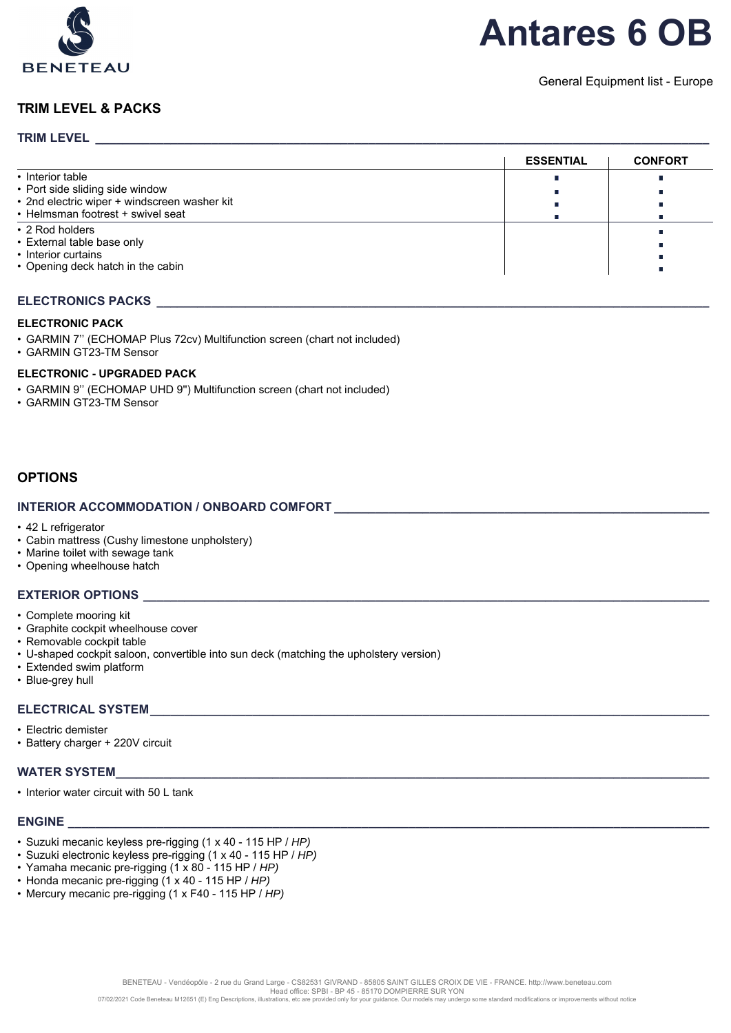# Antares 6 OB

General Equipment list - Europe

## TRIM LEVEL & PACKS

### TRIM LEVEL

| | ESSENTIAL | CONFORT |
|---|---|---|
| • Interior table | ▪ | ▪ |
| • Port side sliding side window | ▪ | ▪ |
| • 2nd electric wiper + windscreen washer kit | ▪ | ▪ |
| • Helmsman footrest + swivel seat | ▪ | ▪ |
| • 2 Rod holders | | ▪ |
| • External table base only | | ▪ |
| • Interior curtains | | ▪ |
| • Opening deck hatch in the cabin | | ▪ |

### ELECTRONICS PACKS

**ELECTRONIC PACK**

- GARMIN 7'' (ECHOMAP Plus 72cv) Multifunction screen (chart not included)
- GARMIN GT23-TM Sensor

**ELECTRONIC - UPGRADED PACK**

- GARMIN 9'' (ECHOMAP UHD 9'') Multifunction screen (chart not included)
- GARMIN GT23-TM Sensor

## OPTIONS

### INTERIOR ACCOMMODATION / ONBOARD COMFORT

- 42 L refrigerator
- Cabin mattress (Cushy limestone unpholstery)
- Marine toilet with sewage tank
- Opening wheelhouse hatch

### EXTERIOR OPTIONS

- Complete mooring kit
- Graphite cockpit wheelhouse cover
- Removable cockpit table
- U-shaped cockpit saloon, convertible into sun deck (matching the upholstery version)
- Extended swim platform
- Blue-grey hull

### ELECTRICAL SYSTEM

- Electric demister
- Battery charger + 220V circuit

### WATER SYSTEM

- Interior water circuit with 50 L tank

### ENGINE

- Suzuki mecanic keyless pre-rigging (1 x 40 - 115 HP / *HP)*
- Suzuki electronic keyless pre-rigging (1 x 40 - 115 HP / *HP)*
- Yamaha mecanic pre-rigging (1 x 80 - 115 HP / *HP)*
- Honda mecanic pre-rigging (1 x 40 - 115 HP / *HP)*
- Mercury mecanic pre-rigging (1 x F40 - 115 HP / *HP)*

BENETEAU - Vendéopôle - 2 rue du Grand Large - CS82531 GIVRAND - 85805 SAINT GILLES CROIX DE VIE - FRANCE. http://www.beneteau.com
Head office: SPBI - BP 45 - 85170 DOMPIERRE SUR YON
07/02/2021 Code Beneteau M12651 (E) Eng Descriptions, illustrations, etc are provided only for your guidance. Our models may undergo some standard modifications or improvements without notice